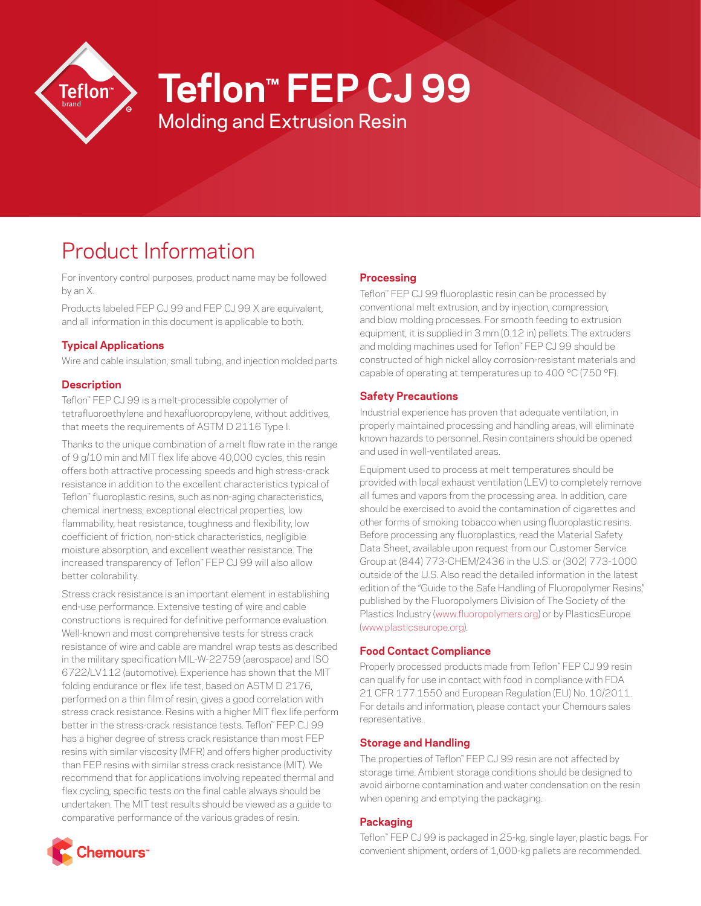# Teflon™ FEP CJ 99

Molding and Extrusion Resin

## Product Information

For inventory control purposes, product name may be followed by an X.

Products labeled FEP CJ 99 and FEP CJ 99 X are equivalent, and all information in this document is applicable to both.

### Typical Applications

Wire and cable insulation, small tubing, and injection molded parts.

### Description

Teflon™ FEP CJ 99 is a melt-processible copolymer of tetrafluoroethylene and hexafluoropropylene, without additives, that meets the requirements of ASTM D 2116 Type I.

Thanks to the unique combination of a melt flow rate in the range of 9 g/10 min and MIT flex life above 40,000 cycles, this resin offers both attractive processing speeds and high stress-crack resistance in addition to the excellent characteristics typical of Teflon™ fluoroplastic resins, such as non-aging characteristics, chemical inertness, exceptional electrical properties, low flammability, heat resistance, toughness and flexibility, low coefficient of friction, non-stick characteristics, negligible moisture absorption, and excellent weather resistance. The increased transparency of Teflon™ FEP CJ 99 will also allow better colorability.

Stress crack resistance is an important element in establishing end-use performance. Extensive testing of wire and cable constructions is required for definitive performance evaluation. Well-known and most comprehensive tests for stress crack resistance of wire and cable are mandrel wrap tests as described in the military specification MIL-W-22759 (aerospace) and ISO 6722/LV112 (automotive). Experience has shown that the MIT folding endurance or flex life test, based on ASTM D 2176, performed on a thin film of resin, gives a good correlation with stress crack resistance. Resins with a higher MIT flex life perform better in the stress-crack resistance tests. Teflon™ FEP CJ 99 has a higher degree of stress crack resistance than most FEP resins with similar viscosity (MFR) and offers higher productivity than FEP resins with similar stress crack resistance (MIT). We recommend that for applications involving repeated thermal and flex cycling, specific tests on the final cable always should be undertaken. The MIT test results should be viewed as a guide to comparative performance of the various grades of resin.

### Processing

Teflon™ FEP CJ 99 fluoroplastic resin can be processed by conventional melt extrusion, and by injection, compression, and blow molding processes. For smooth feeding to extrusion equipment, it is supplied in 3 mm (0.12 in) pellets. The extruders and molding machines used for Teflon™ FEP CJ 99 should be constructed of high nickel alloy corrosion-resistant materials and capable of operating at temperatures up to 400 °C (750 °F).

### Safety Precautions

Industrial experience has proven that adequate ventilation, in properly maintained processing and handling areas, will eliminate known hazards to personnel. Resin containers should be opened and used in well-ventilated areas.

Equipment used to process at melt temperatures should be provided with local exhaust ventilation (LEV) to completely remove all fumes and vapors from the processing area. In addition, care should be exercised to avoid the contamination of cigarettes and other forms of smoking tobacco when using fluoroplastic resins. Before processing any fluoroplastics, read the Material Safety Data Sheet, available upon request from our Customer Service Group at (844) 773-CHEM/2436 in the U.S. or (302) 773-1000 outside of the U.S. Also read the detailed information in the latest edition of the "Guide to the Safe Handling of Fluoropolymer Resins," published by the Fluoropolymers Division of The Society of the Plastics Industry (www.fluoropolymers.org) or by PlasticsEurope (www.plasticseurope.org).

### Food Contact Compliance

Properly processed products made from Teflon™ FEP CJ 99 resin can qualify for use in contact with food in compliance with FDA 21 CFR 177.1550 and European Regulation (EU) No. 10/2011. For details and information, please contact your Chemours sales representative.

### Storage and Handling

The properties of Teflon™ FEP CJ 99 resin are not affected by storage time. Ambient storage conditions should be designed to avoid airborne contamination and water condensation on the resin when opening and emptying the packaging.

### Packaging

Teflon™ FEP CJ 99 is packaged in 25-kg, single layer, plastic bags. For convenient shipment, orders of 1,000-kg pallets are recommended.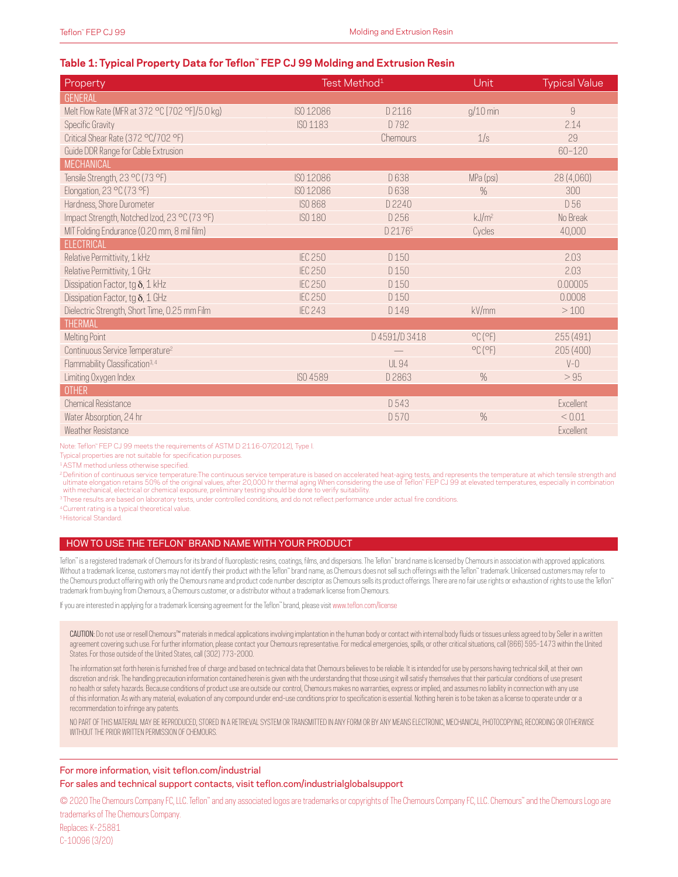### Table 1: Typical Property Data for Teflon™ FEP CJ 99 Molding and Extrusion Resin

| Property | Test Method[1] | | Unit | Typical Value |
|---|---|---|---|---|
| **GENERAL** | | | | |
| Melt Flow Rate (MFR at 372 °C [702 °F]/5.0 kg) | ISO 12086 | D 2116 | g/10 min | 9 |
| Specific Gravity | ISO 1183 | D 792 | | 2.14 |
| Critical Shear Rate (372 °C/702 °F) | | Chemours | 1/s | 29 |
| Guide DDR Range for Cable Extrusion | | | | 60–120 |
| **MECHANICAL** | | | | |
| Tensile Strength, 23 °C (73 °F) | ISO 12086 | D 638 | MPa (psi) | 28 (4,060) |
| Elongation, 23 °C (73 °F) | ISO 12086 | D 638 | % | 300 |
| Hardness, Shore Durometer | ISO 868 | D 2240 | | D 56 |
| Impact Strength, Notched Izod, 23 °C (73 °F) | ISO 180 | D 256 | kJ/m² | No Break |
| MIT Folding Endurance (0.20 mm, 8 mil film) | | D 2176[5] | Cycles | 40,000 |
| **ELECTRICAL** | | | | |
| Relative Permittivity, 1 kHz | IEC 250 | D 150 | | 2.03 |
| Relative Permittivity, 1 GHz | IEC 250 | D 150 | | 2.03 |
| Dissipation Factor, tg δ, 1 kHz | IEC 250 | D 150 | | 0.00005 |
| Dissipation Factor, tg δ, 1 GHz | IEC 250 | D 150 | | 0.0008 |
| Dielectric Strength, Short Time, 0.25 mm Film | IEC 243 | D 149 | kV/mm | > 100 |
| **THERMAL** | | | | |
| Melting Point | | D 4591/D 3418 | °C (°F) | 255 (491) |
| Continuous Service Temperature[2] | | — | °C (°F) | 205 (400) |
| Flammability Classification[3, 4] | | UL 94 | | V-0 |
| Limiting Oxygen Index | ISO 4589 | D 2863 | % | > 95 |
| **OTHER** | | | | |
| Chemical Resistance | | D 543 | | Excellent |
| Water Absorption, 24 hr | | D 570 | % | < 0.01 |
| Weather Resistance | | | | Excellent |

Note: Teflon™ FEP CJ 99 meets the requirements of ASTM D 2116-07(2012), Type I.

Typical properties are not suitable for specification purposes.

[1] ASTM method unless otherwise specified.

[2] Definition of continuous service temperature:The continuous service temperature is based on accelerated heat-aging tests, and represents the temperature at which tensile strength and ultimate elongation retains 50% of the original values, after 20,000 hr thermal aging When considering the use of Teflon™ FEP CJ 99 at elevated temperatures, especially in combination with mechanical, electrical or chemical exposure, preliminary testing should be done to verify suitability.

[3] These results are based on laboratory tests, under controlled conditions, and do not reflect performance under actual fire conditions.

[4] Current rating is a typical theoretical value.

[5] Historical Standard.

## HOW TO USE THE TEFLON™ BRAND NAME WITH YOUR PRODUCT

Teflon™ is a registered trademark of Chemours for its brand of fluoroplastic resins, coatings, films, and dispersions. The Teflon™ brand name is licensed by Chemours in association with approved applications. Without a trademark license, customers may not identify their product with the Teflon™ brand name, as Chemours does not sell such offerings with the Teflon™ trademark. Unlicensed customers may refer to the Chemours product offering with only the Chemours name and product code number descriptor as Chemours sells its product offerings. There are no fair use rights or exhaustion of rights to use the Teflon™ trademark from buying from Chemours, a Chemours customer, or a distributor without a trademark license from Chemours.

If you are interested in applying for a trademark licensing agreement for the Teflon™ brand, please visit www.teflon.com/license

CAUTION: Do not use or resell Chemours™ materials in medical applications involving implantation in the human body or contact with internal body fluids or tissues unless agreed to by Seller in a written agreement covering such use. For further information, please contact your Chemours representative. For medical emergencies, spills, or other critical situations, call (866) 595-1473 within the United States. For those outside of the United States, call (302) 773-2000.

The information set forth herein is furnished free of charge and based on technical data that Chemours believes to be reliable. It is intended for use by persons having technical skill, at their own discretion and risk. The handling precaution information contained herein is given with the understanding that those using it will satisfy themselves that their particular conditions of use present no health or safety hazards. Because conditions of product use are outside our control, Chemours makes no warranties, express or implied, and assumes no liability in connection with any use of this information. As with any material, evaluation of any compound under end-use conditions prior to specification is essential. Nothing herein is to be taken as a license to operate under or a recommendation to infringe any patents.

NO PART OF THIS MATERIAL MAY BE REPRODUCED, STORED IN A RETRIEVAL SYSTEM OR TRANSMITTED IN ANY FORM OR BY ANY MEANS ELECTRONIC, MECHANICAL, PHOTOCOPYING, RECORDING OR OTHERWISE WITHOUT THE PRIOR WRITTEN PERMISSION OF CHEMOURS.

For more information, visit teflon.com/industrial

For sales and technical support contacts, visit teflon.com/industrialglobalsupport

© 2020 The Chemours Company FC, LLC. Teflon™ and any associated logos are trademarks or copyrights of The Chemours Company FC, LLC. Chemours™ and the Chemours Logo are trademarks of The Chemours Company.

Replaces: K-25881

C-10096 (3/20)